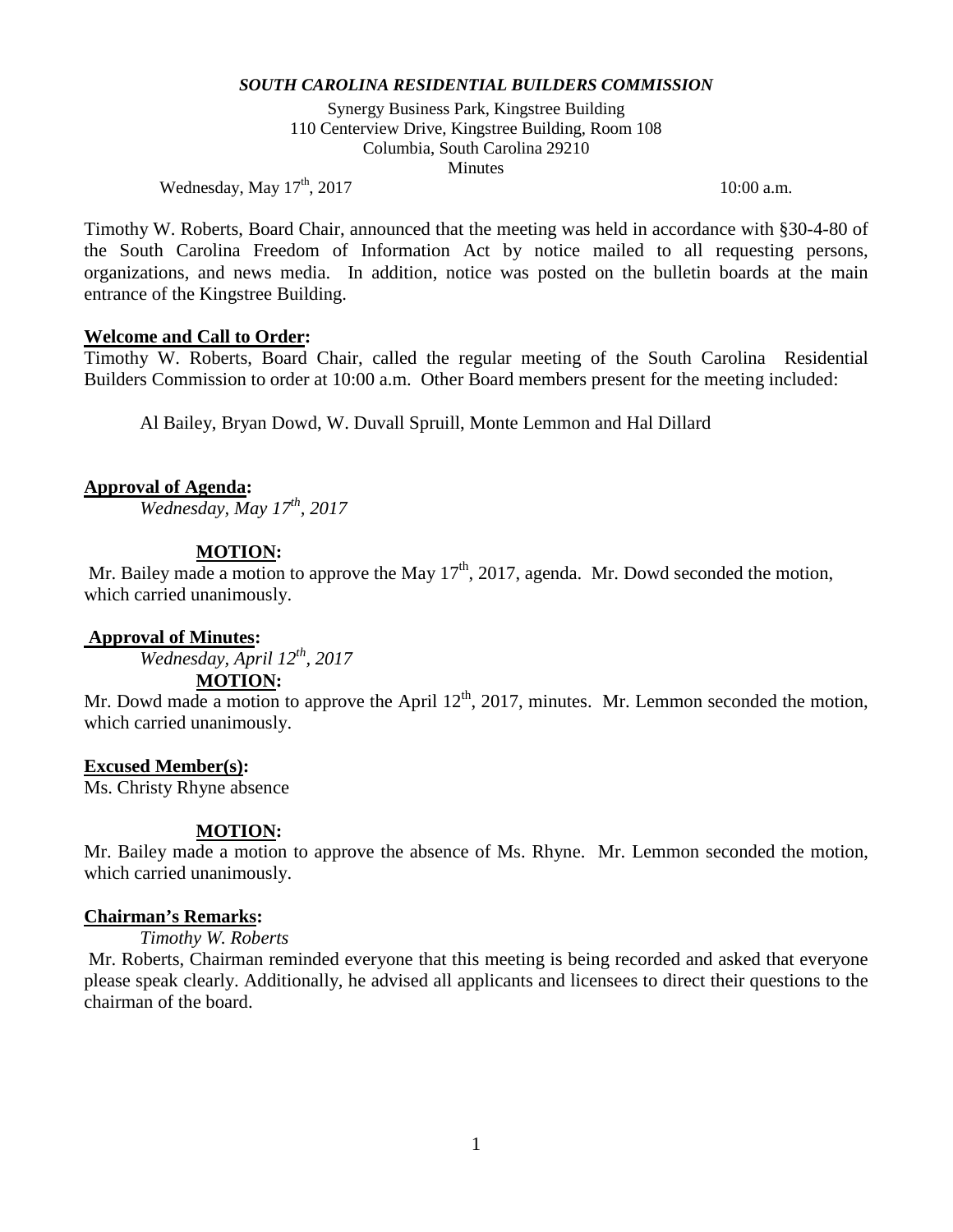***SOUTH CAROLINA RESIDENTIAL BUILDERS COMMISSION***

Synergy Business Park, Kingstree Building
110 Centerview Drive, Kingstree Building, Room 108
Columbia, South Carolina 29210
Minutes

Wednesday, May 17th, 2017 10:00 a.m.

Timothy W. Roberts, Board Chair, announced that the meeting was held in accordance with §30-4-80 of the South Carolina Freedom of Information Act by notice mailed to all requesting persons, organizations, and news media. In addition, notice was posted on the bulletin boards at the main entrance of the Kingstree Building.

**Welcome and Call to Order:**

Timothy W. Roberts, Board Chair, called the regular meeting of the South Carolina Residential Builders Commission to order at 10:00 a.m. Other Board members present for the meeting included:

Al Bailey, Bryan Dowd, W. Duvall Spruill, Monte Lemmon and Hal Dillard

**Approval of Agenda:**

*Wednesday, May 17th, 2017*

**MOTION:**

Mr. Bailey made a motion to approve the May 17th, 2017, agenda. Mr. Dowd seconded the motion, which carried unanimously.

**Approval of Minutes:**

*Wednesday, April 12th, 2017*

**MOTION:**

Mr. Dowd made a motion to approve the April 12th, 2017, minutes. Mr. Lemmon seconded the motion, which carried unanimously.

**Excused Member(s):**

Ms. Christy Rhyne absence

**MOTION:**

Mr. Bailey made a motion to approve the absence of Ms. Rhyne. Mr. Lemmon seconded the motion, which carried unanimously.

**Chairman's Remarks:**

*Timothy W. Roberts*

Mr. Roberts, Chairman reminded everyone that this meeting is being recorded and asked that everyone please speak clearly. Additionally, he advised all applicants and licensees to direct their questions to the chairman of the board.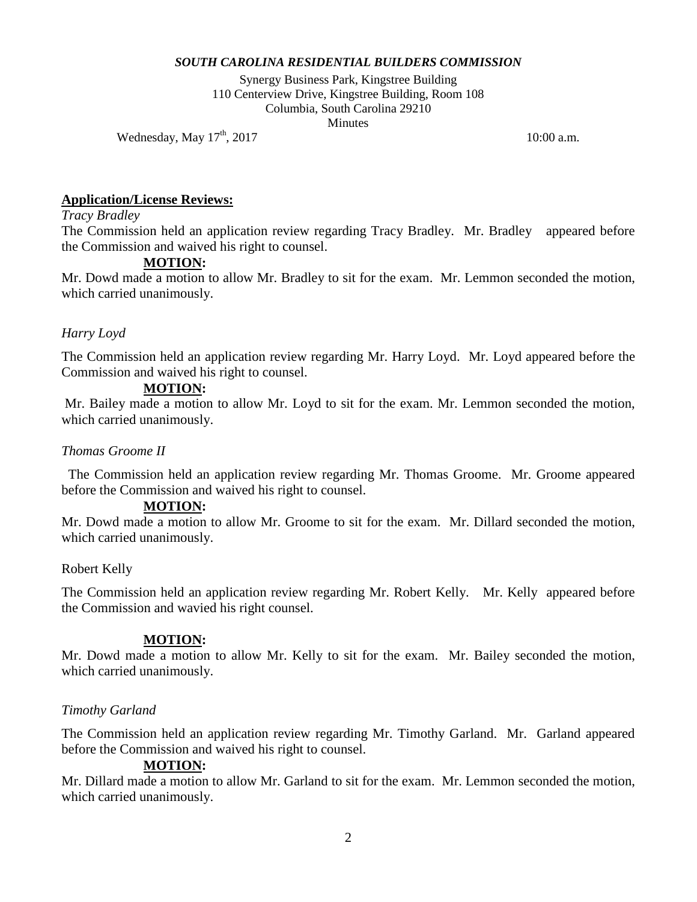***SOUTH CAROLINA RESIDENTIAL BUILDERS COMMISSION***

Synergy Business Park, Kingstree Building
110 Centerview Drive, Kingstree Building, Room 108
Columbia, South Carolina 29210
Minutes

Wednesday, May 17th, 2017 10:00 a.m.

**Application/License Reviews:**

*Tracy Bradley*

The Commission held an application review regarding Tracy Bradley. Mr. Bradley appeared before the Commission and waived his right to counsel.

**MOTION:**

Mr. Dowd made a motion to allow Mr. Bradley to sit for the exam. Mr. Lemmon seconded the motion, which carried unanimously.

*Harry Loyd*

The Commission held an application review regarding Mr. Harry Loyd. Mr. Loyd appeared before the Commission and waived his right to counsel.

**MOTION:**

Mr. Bailey made a motion to allow Mr. Loyd to sit for the exam. Mr. Lemmon seconded the motion, which carried unanimously.

*Thomas Groome II*

The Commission held an application review regarding Mr. Thomas Groome. Mr. Groome appeared before the Commission and waived his right to counsel.

**MOTION:**

Mr. Dowd made a motion to allow Mr. Groome to sit for the exam. Mr. Dillard seconded the motion, which carried unanimously.

Robert Kelly

The Commission held an application review regarding Mr. Robert Kelly. Mr. Kelly appeared before the Commission and wavied his right counsel.

**MOTION:**

Mr. Dowd made a motion to allow Mr. Kelly to sit for the exam. Mr. Bailey seconded the motion, which carried unanimously.

*Timothy Garland*

The Commission held an application review regarding Mr. Timothy Garland. Mr. Garland appeared before the Commission and waived his right to counsel.

**MOTION:**

Mr. Dillard made a motion to allow Mr. Garland to sit for the exam. Mr. Lemmon seconded the motion, which carried unanimously.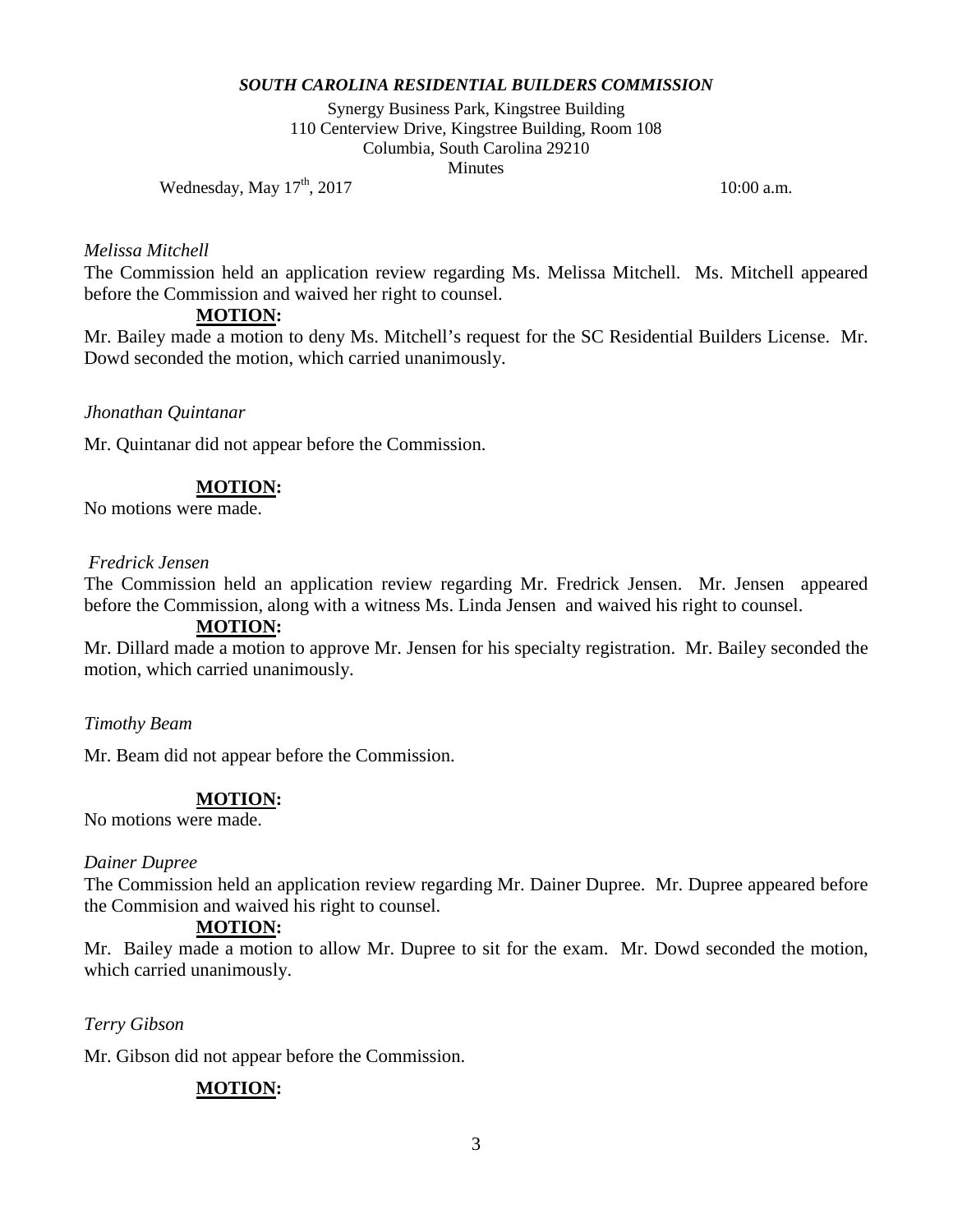*SOUTH CAROLINA RESIDENTIAL BUILDERS COMMISSION*

Synergy Business Park, Kingstree Building
110 Centerview Drive, Kingstree Building, Room 108
Columbia, South Carolina 29210
Minutes

Wednesday, May 17th, 2017 10:00 a.m.

*Melissa Mitchell*

The Commission held an application review regarding Ms. Melissa Mitchell. Ms. Mitchell appeared before the Commission and waived her right to counsel.

**MOTION:**

Mr. Bailey made a motion to deny Ms. Mitchell's request for the SC Residential Builders License. Mr. Dowd seconded the motion, which carried unanimously.

*Jhonathan Quintanar*

Mr. Quintanar did not appear before the Commission.

**MOTION:**

No motions were made.

*Fredrick Jensen*

The Commission held an application review regarding Mr. Fredrick Jensen. Mr. Jensen appeared before the Commission, along with a witness Ms. Linda Jensen and waived his right to counsel.

**MOTION:**

Mr. Dillard made a motion to approve Mr. Jensen for his specialty registration. Mr. Bailey seconded the motion, which carried unanimously.

*Timothy Beam*

Mr. Beam did not appear before the Commission.

**MOTION:**

No motions were made.

*Dainer Dupree*

The Commission held an application review regarding Mr. Dainer Dupree. Mr. Dupree appeared before the Commision and waived his right to counsel.

**MOTION:**

Mr. Bailey made a motion to allow Mr. Dupree to sit for the exam. Mr. Dowd seconded the motion, which carried unanimously.

*Terry Gibson*

Mr. Gibson did not appear before the Commission.

**MOTION:**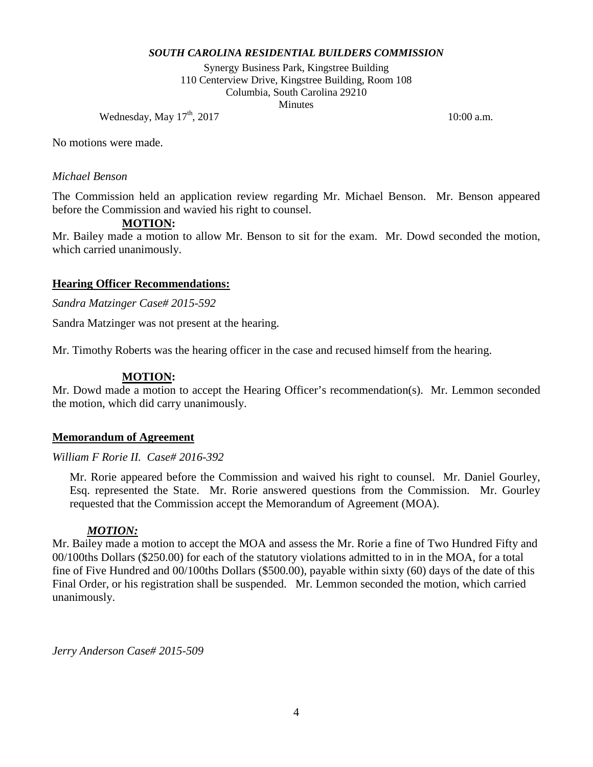No motions were made.

*Michael Benson*

The Commission held an application review regarding Mr. Michael Benson. Mr. Benson appeared before the Commission and wavied his right to counsel.

**MOTION:**

Mr. Bailey made a motion to allow Mr. Benson to sit for the exam. Mr. Dowd seconded the motion, which carried unanimously.

## **Hearing Officer Recommendations:**

*Sandra Matzinger Case# 2015-592*

Sandra Matzinger was not present at the hearing.

Mr. Timothy Roberts was the hearing officer in the case and recused himself from the hearing.

**MOTION:**

Mr. Dowd made a motion to accept the Hearing Officer's recommendation(s). Mr. Lemmon seconded the motion, which did carry unanimously.

## **Memorandum of Agreement**

*William F Rorie II. Case# 2016-392*

Mr. Rorie appeared before the Commission and waived his right to counsel. Mr. Daniel Gourley, Esq. represented the State. Mr. Rorie answered questions from the Commission. Mr. Gourley requested that the Commission accept the Memorandum of Agreement (MOA).

***MOTION:***

Mr. Bailey made a motion to accept the MOA and assess the Mr. Rorie a fine of Two Hundred Fifty and 00/100ths Dollars ($250.00) for each of the statutory violations admitted to in in the MOA, for a total fine of Five Hundred and 00/100ths Dollars ($500.00), payable within sixty (60) days of the date of this Final Order, or his registration shall be suspended. Mr. Lemmon seconded the motion, which carried unanimously.

*Jerry Anderson Case# 2015-509*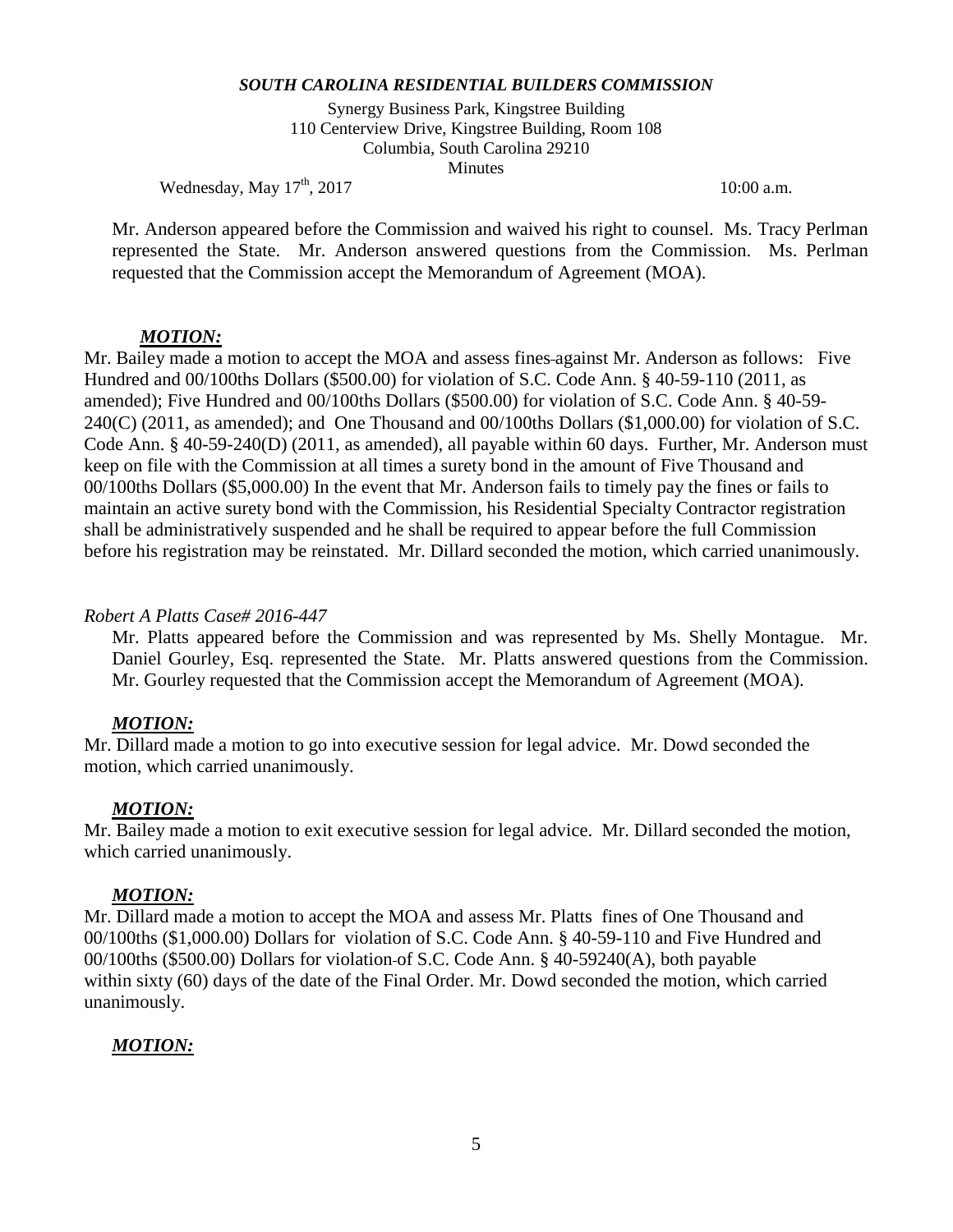Mr. Anderson appeared before the Commission and waived his right to counsel. Ms. Tracy Perlman represented the State. Mr. Anderson answered questions from the Commission. Ms. Perlman requested that the Commission accept the Memorandum of Agreement (MOA).

***MOTION:***

Mr. Bailey made a motion to accept the MOA and assess fines against Mr. Anderson as follows: Five Hundred and 00/100ths Dollars ($500.00) for violation of S.C. Code Ann. § 40-59-110 (2011, as amended); Five Hundred and 00/100ths Dollars ($500.00) for violation of S.C. Code Ann. § 40-59-240(C) (2011, as amended); and One Thousand and 00/100ths Dollars ($1,000.00) for violation of S.C. Code Ann. § 40-59-240(D) (2011, as amended), all payable within 60 days. Further, Mr. Anderson must keep on file with the Commission at all times a surety bond in the amount of Five Thousand and 00/100ths Dollars ($5,000.00) In the event that Mr. Anderson fails to timely pay the fines or fails to maintain an active surety bond with the Commission, his Residential Specialty Contractor registration shall be administratively suspended and he shall be required to appear before the full Commission before his registration may be reinstated. Mr. Dillard seconded the motion, which carried unanimously.

*Robert A Platts Case# 2016-447*

Mr. Platts appeared before the Commission and was represented by Ms. Shelly Montague. Mr. Daniel Gourley, Esq. represented the State. Mr. Platts answered questions from the Commission. Mr. Gourley requested that the Commission accept the Memorandum of Agreement (MOA).

***MOTION:***

Mr. Dillard made a motion to go into executive session for legal advice. Mr. Dowd seconded the motion, which carried unanimously.

***MOTION:***

Mr. Bailey made a motion to exit executive session for legal advice. Mr. Dillard seconded the motion, which carried unanimously.

***MOTION:***

Mr. Dillard made a motion to accept the MOA and assess Mr. Platts fines of One Thousand and 00/100ths ($1,000.00) Dollars for violation of S.C. Code Ann. § 40-59-110 and Five Hundred and 00/100ths ($500.00) Dollars for violation of S.C. Code Ann. § 40-59240(A), both payable within sixty (60) days of the date of the Final Order. Mr. Dowd seconded the motion, which carried unanimously.

***MOTION:***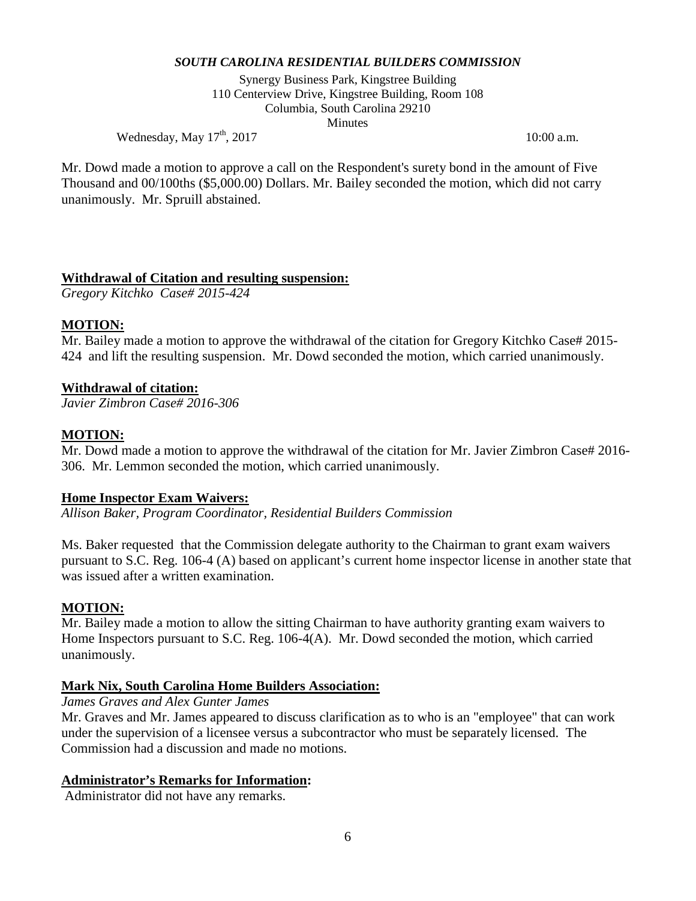Mr. Dowd made a motion to approve a call on the Respondent's surety bond in the amount of Five Thousand and 00/100ths ($5,000.00) Dollars. Mr. Bailey seconded the motion, which did not carry unanimously. Mr. Spruill abstained.

**Withdrawal of Citation and resulting suspension:**

*Gregory Kitchko Case# 2015-424*

**MOTION:**

Mr. Bailey made a motion to approve the withdrawal of the citation for Gregory Kitchko Case# 2015-424 and lift the resulting suspension. Mr. Dowd seconded the motion, which carried unanimously.

**Withdrawal of citation:**

*Javier Zimbron Case# 2016-306*

**MOTION:**

Mr. Dowd made a motion to approve the withdrawal of the citation for Mr. Javier Zimbron Case# 2016-306. Mr. Lemmon seconded the motion, which carried unanimously.

**Home Inspector Exam Waivers:**

*Allison Baker, Program Coordinator, Residential Builders Commission*

Ms. Baker requested that the Commission delegate authority to the Chairman to grant exam waivers pursuant to S.C. Reg. 106-4 (A) based on applicant's current home inspector license in another state that was issued after a written examination.

**MOTION:**

Mr. Bailey made a motion to allow the sitting Chairman to have authority granting exam waivers to Home Inspectors pursuant to S.C. Reg. 106-4(A). Mr. Dowd seconded the motion, which carried unanimously.

**Mark Nix, South Carolina Home Builders Association:**

*James Graves and Alex Gunter James*

Mr. Graves and Mr. James appeared to discuss clarification as to who is an "employee" that can work under the supervision of a licensee versus a subcontractor who must be separately licensed. The Commission had a discussion and made no motions.

**Administrator's Remarks for Information:**

Administrator did not have any remarks.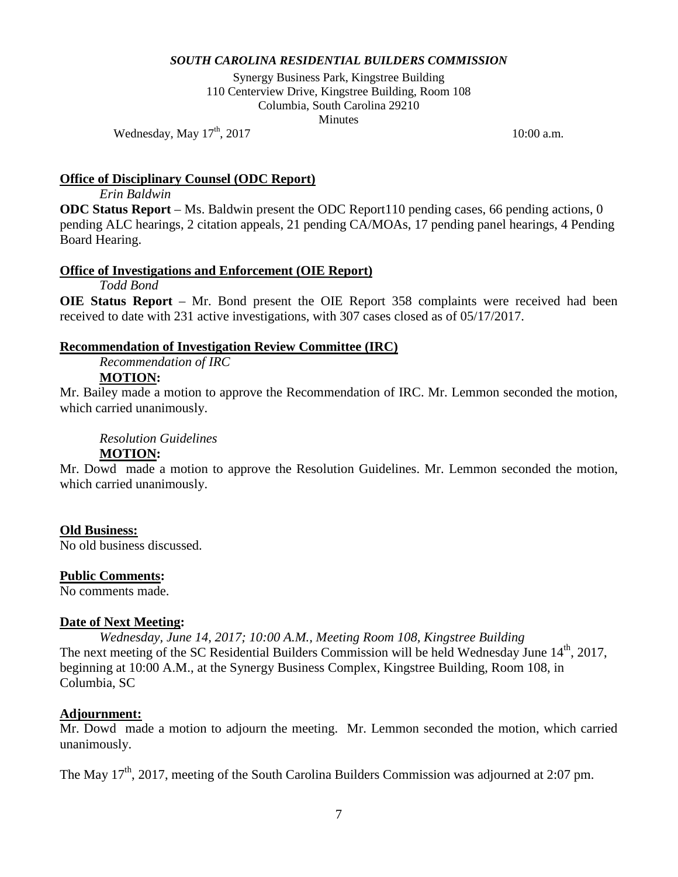***SOUTH CAROLINA RESIDENTIAL BUILDERS COMMISSION***

Synergy Business Park, Kingstree Building
110 Centerview Drive, Kingstree Building, Room 108
Columbia, South Carolina 29210
Minutes

Wednesday, May 17th, 2017 10:00 a.m.

## Office of Disciplinary Counsel (ODC Report)

*Erin Baldwin*

**ODC Status Report** – Ms. Baldwin present the ODC Report110 pending cases, 66 pending actions, 0 pending ALC hearings, 2 citation appeals, 21 pending CA/MOAs, 17 pending panel hearings, 4 Pending Board Hearing.

## Office of Investigations and Enforcement (OIE Report)

*Todd Bond*

**OIE Status Report** – Mr. Bond present the OIE Report 358 complaints were received had been received to date with 231 active investigations, with 307 cases closed as of 05/17/2017.

## Recommendation of Investigation Review Committee (IRC)

*Recommendation of IRC*

**MOTION:**

Mr. Bailey made a motion to approve the Recommendation of IRC. Mr. Lemmon seconded the motion, which carried unanimously.

*Resolution Guidelines*

**MOTION:**

Mr. Dowd made a motion to approve the Resolution Guidelines. Mr. Lemmon seconded the motion, which carried unanimously.

## Old Business:

No old business discussed.

## Public Comments:

No comments made.

## Date of Next Meeting:

*Wednesday, June 14, 2017; 10:00 A.M., Meeting Room 108, Kingstree Building*

The next meeting of the SC Residential Builders Commission will be held Wednesday June 14th, 2017, beginning at 10:00 A.M., at the Synergy Business Complex, Kingstree Building, Room 108, in Columbia, SC

## Adjournment:

Mr. Dowd made a motion to adjourn the meeting. Mr. Lemmon seconded the motion, which carried unanimously.

The May 17th, 2017, meeting of the South Carolina Builders Commission was adjourned at 2:07 pm.